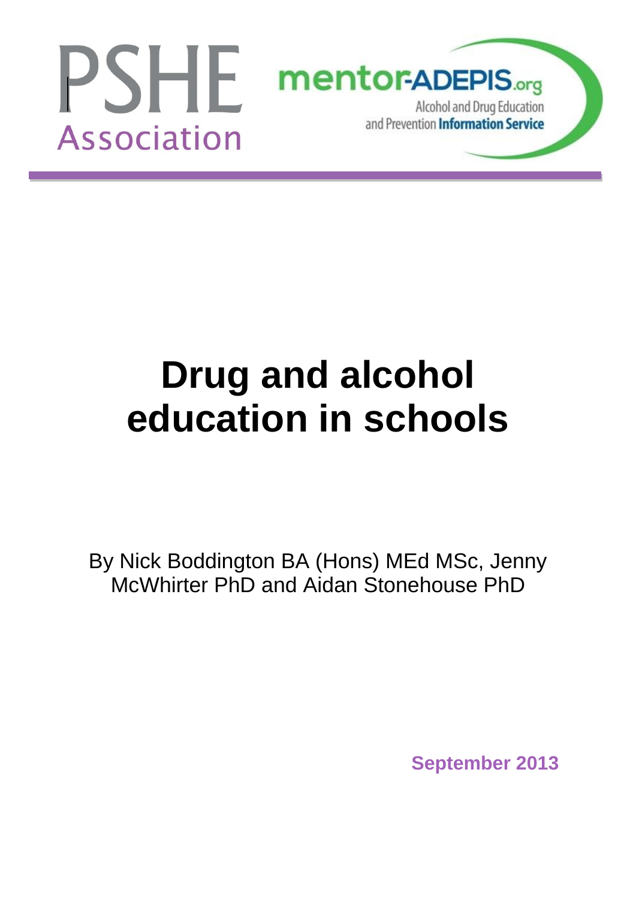PSHE Association

mentor-ADEPIS.org
Alcohol and Drug Education and Prevention Information Service

# Drug and alcohol education in schools

By Nick Boddington BA (Hons) MEd MSc, Jenny McWhirter PhD and Aidan Stonehouse PhD

**September 2013**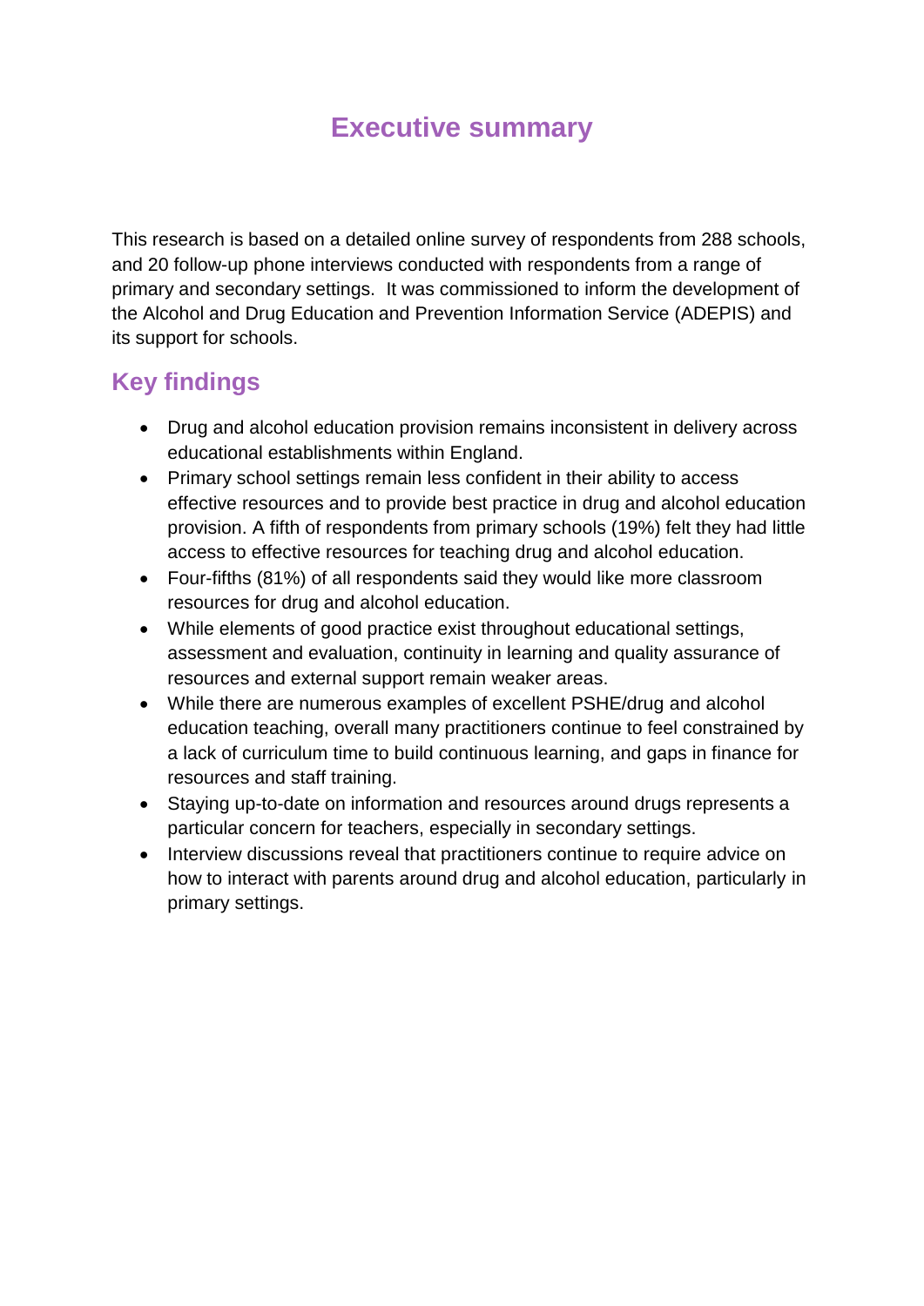# Executive summary

This research is based on a detailed online survey of respondents from 288 schools, and 20 follow-up phone interviews conducted with respondents from a range of primary and secondary settings. It was commissioned to inform the development of the Alcohol and Drug Education and Prevention Information Service (ADEPIS) and its support for schools.

## Key findings

- Drug and alcohol education provision remains inconsistent in delivery across educational establishments within England.
- Primary school settings remain less confident in their ability to access effective resources and to provide best practice in drug and alcohol education provision. A fifth of respondents from primary schools (19%) felt they had little access to effective resources for teaching drug and alcohol education.
- Four-fifths (81%) of all respondents said they would like more classroom resources for drug and alcohol education.
- While elements of good practice exist throughout educational settings, assessment and evaluation, continuity in learning and quality assurance of resources and external support remain weaker areas.
- While there are numerous examples of excellent PSHE/drug and alcohol education teaching, overall many practitioners continue to feel constrained by a lack of curriculum time to build continuous learning, and gaps in finance for resources and staff training.
- Staying up-to-date on information and resources around drugs represents a particular concern for teachers, especially in secondary settings.
- Interview discussions reveal that practitioners continue to require advice on how to interact with parents around drug and alcohol education, particularly in primary settings.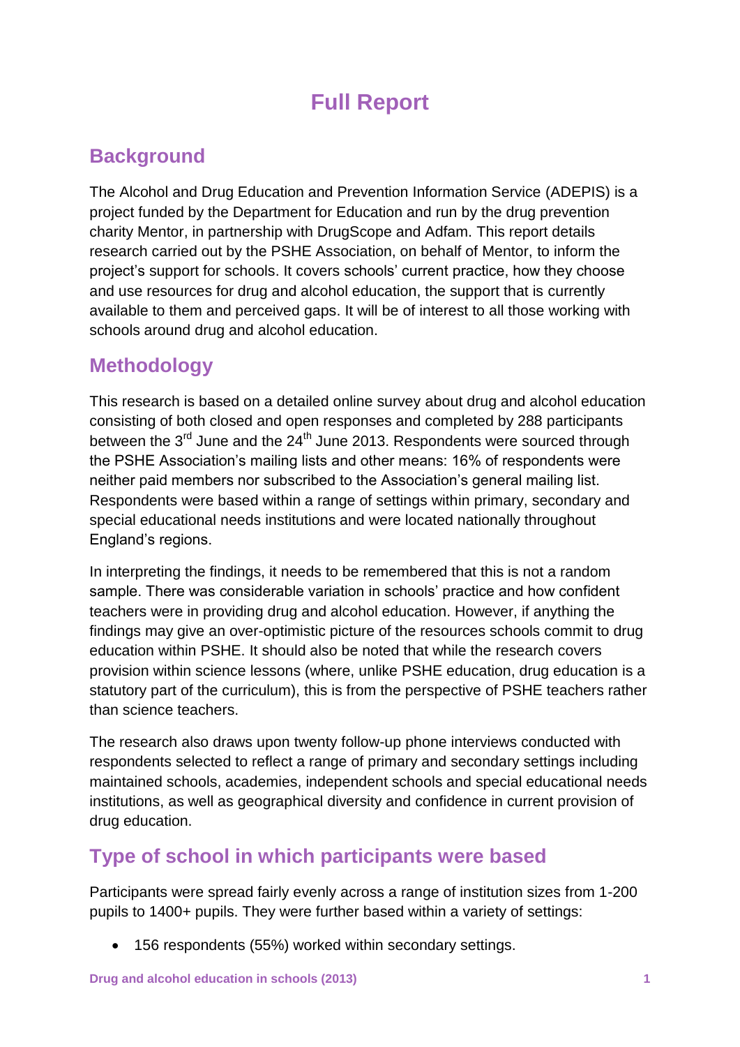# Full Report

## Background

The Alcohol and Drug Education and Prevention Information Service (ADEPIS) is a project funded by the Department for Education and run by the drug prevention charity Mentor, in partnership with DrugScope and Adfam. This report details research carried out by the PSHE Association, on behalf of Mentor, to inform the project's support for schools. It covers schools' current practice, how they choose and use resources for drug and alcohol education, the support that is currently available to them and perceived gaps. It will be of interest to all those working with schools around drug and alcohol education.

## Methodology

This research is based on a detailed online survey about drug and alcohol education consisting of both closed and open responses and completed by 288 participants between the 3rd June and the 24th June 2013. Respondents were sourced through the PSHE Association's mailing lists and other means: 16% of respondents were neither paid members nor subscribed to the Association's general mailing list. Respondents were based within a range of settings within primary, secondary and special educational needs institutions and were located nationally throughout England's regions.

In interpreting the findings, it needs to be remembered that this is not a random sample. There was considerable variation in schools' practice and how confident teachers were in providing drug and alcohol education. However, if anything the findings may give an over-optimistic picture of the resources schools commit to drug education within PSHE. It should also be noted that while the research covers provision within science lessons (where, unlike PSHE education, drug education is a statutory part of the curriculum), this is from the perspective of PSHE teachers rather than science teachers.

The research also draws upon twenty follow-up phone interviews conducted with respondents selected to reflect a range of primary and secondary settings including maintained schools, academies, independent schools and special educational needs institutions, as well as geographical diversity and confidence in current provision of drug education.

## Type of school in which participants were based

Participants were spread fairly evenly across a range of institution sizes from 1-200 pupils to 1400+ pupils. They were further based within a variety of settings:

- 156 respondents (55%) worked within secondary settings.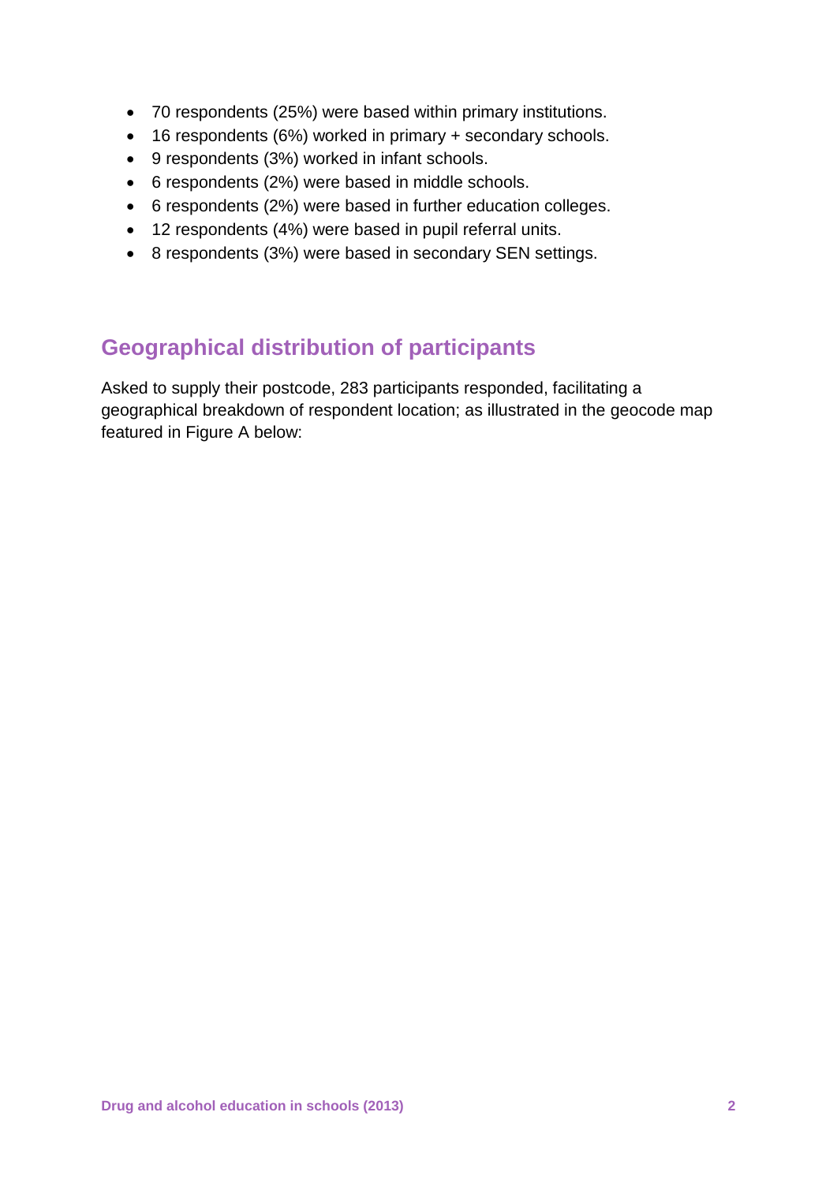- 70 respondents (25%) were based within primary institutions.
- 16 respondents (6%) worked in primary + secondary schools.
- 9 respondents (3%) worked in infant schools.
- 6 respondents (2%) were based in middle schools.
- 6 respondents (2%) were based in further education colleges.
- 12 respondents (4%) were based in pupil referral units.
- 8 respondents (3%) were based in secondary SEN settings.

## Geographical distribution of participants

Asked to supply their postcode, 283 participants responded, facilitating a geographical breakdown of respondent location; as illustrated in the geocode map featured in Figure A below: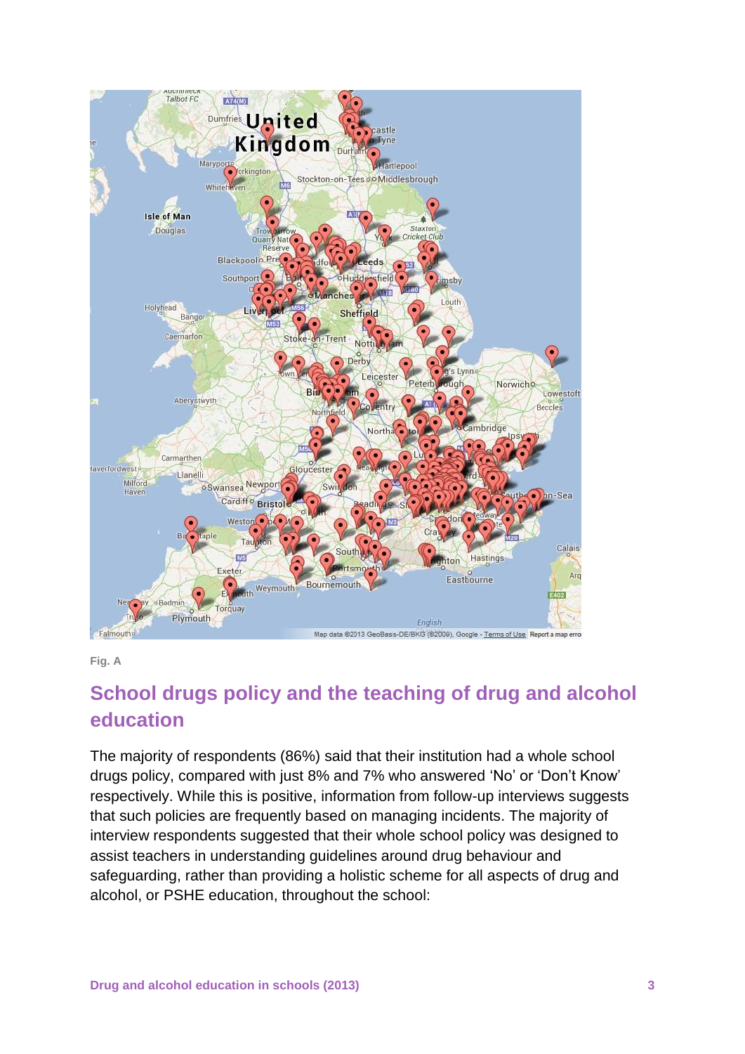Fig. A

## School drugs policy and the teaching of drug and alcohol education

The majority of respondents (86%) said that their institution had a whole school drugs policy, compared with just 8% and 7% who answered 'No' or 'Don't Know' respectively. While this is positive, information from follow-up interviews suggests that such policies are frequently based on managing incidents. The majority of interview respondents suggested that their whole school policy was designed to assist teachers in understanding guidelines around drug behaviour and safeguarding, rather than providing a holistic scheme for all aspects of drug and alcohol, or PSHE education, throughout the school: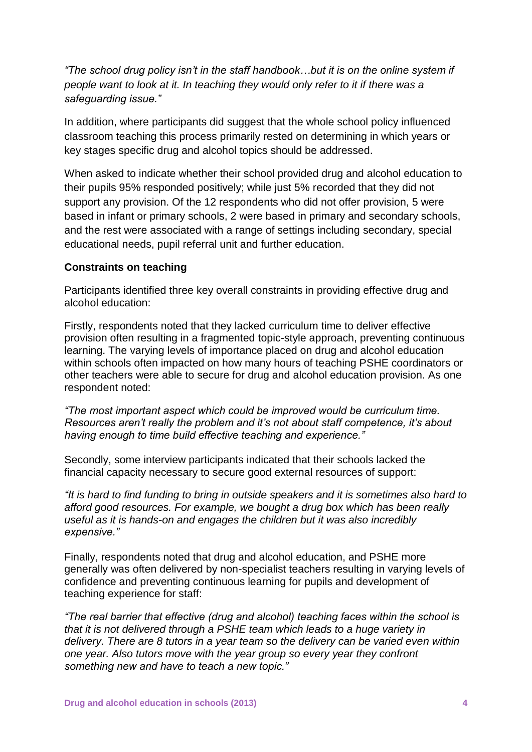*"The school drug policy isn't in the staff handbook…but it is on the online system if people want to look at it. In teaching they would only refer to it if there was a safeguarding issue."*

In addition, where participants did suggest that the whole school policy influenced classroom teaching this process primarily rested on determining in which years or key stages specific drug and alcohol topics should be addressed.

When asked to indicate whether their school provided drug and alcohol education to their pupils 95% responded positively; while just 5% recorded that they did not support any provision. Of the 12 respondents who did not offer provision, 5 were based in infant or primary schools, 2 were based in primary and secondary schools, and the rest were associated with a range of settings including secondary, special educational needs, pupil referral unit and further education.

**Constraints on teaching**

Participants identified three key overall constraints in providing effective drug and alcohol education:

Firstly, respondents noted that they lacked curriculum time to deliver effective provision often resulting in a fragmented topic-style approach, preventing continuous learning. The varying levels of importance placed on drug and alcohol education within schools often impacted on how many hours of teaching PSHE coordinators or other teachers were able to secure for drug and alcohol education provision. As one respondent noted:

*"The most important aspect which could be improved would be curriculum time. Resources aren't really the problem and it's not about staff competence, it's about having enough to time build effective teaching and experience."*

Secondly, some interview participants indicated that their schools lacked the financial capacity necessary to secure good external resources of support:

*"It is hard to find funding to bring in outside speakers and it is sometimes also hard to afford good resources. For example, we bought a drug box which has been really useful as it is hands-on and engages the children but it was also incredibly expensive."*

Finally, respondents noted that drug and alcohol education, and PSHE more generally was often delivered by non-specialist teachers resulting in varying levels of confidence and preventing continuous learning for pupils and development of teaching experience for staff:

*"The real barrier that effective (drug and alcohol) teaching faces within the school is that it is not delivered through a PSHE team which leads to a huge variety in delivery. There are 8 tutors in a year team so the delivery can be varied even within one year. Also tutors move with the year group so every year they confront something new and have to teach a new topic."*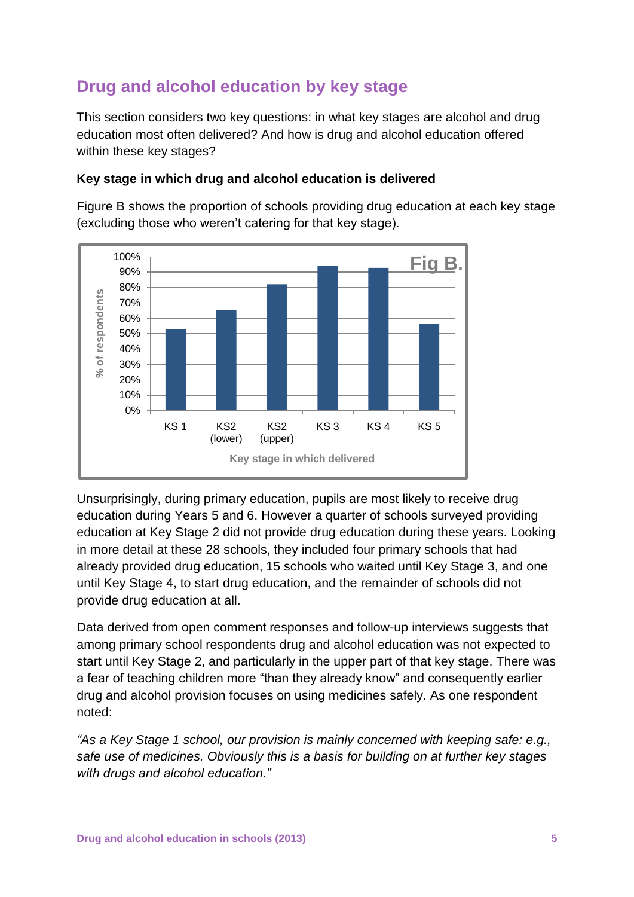## Drug and alcohol education by key stage

This section considers two key questions: in what key stages are alcohol and drug education most often delivered? And how is drug and alcohol education offered within these key stages?

### Key stage in which drug and alcohol education is delivered

Figure B shows the proportion of schools providing drug education at each key stage (excluding those who weren't catering for that key stage).

Unsurprisingly, during primary education, pupils are most likely to receive drug education during Years 5 and 6. However a quarter of schools surveyed providing education at Key Stage 2 did not provide drug education during these years. Looking in more detail at these 28 schools, they included four primary schools that had already provided drug education, 15 schools who waited until Key Stage 3, and one until Key Stage 4, to start drug education, and the remainder of schools did not provide drug education at all.

Data derived from open comment responses and follow-up interviews suggests that among primary school respondents drug and alcohol education was not expected to start until Key Stage 2, and particularly in the upper part of that key stage. There was a fear of teaching children more "than they already know" and consequently earlier drug and alcohol provision focuses on using medicines safely. As one respondent noted:

*"As a Key Stage 1 school, our provision is mainly concerned with keeping safe: e.g., safe use of medicines. Obviously this is a basis for building on at further key stages with drugs and alcohol education."*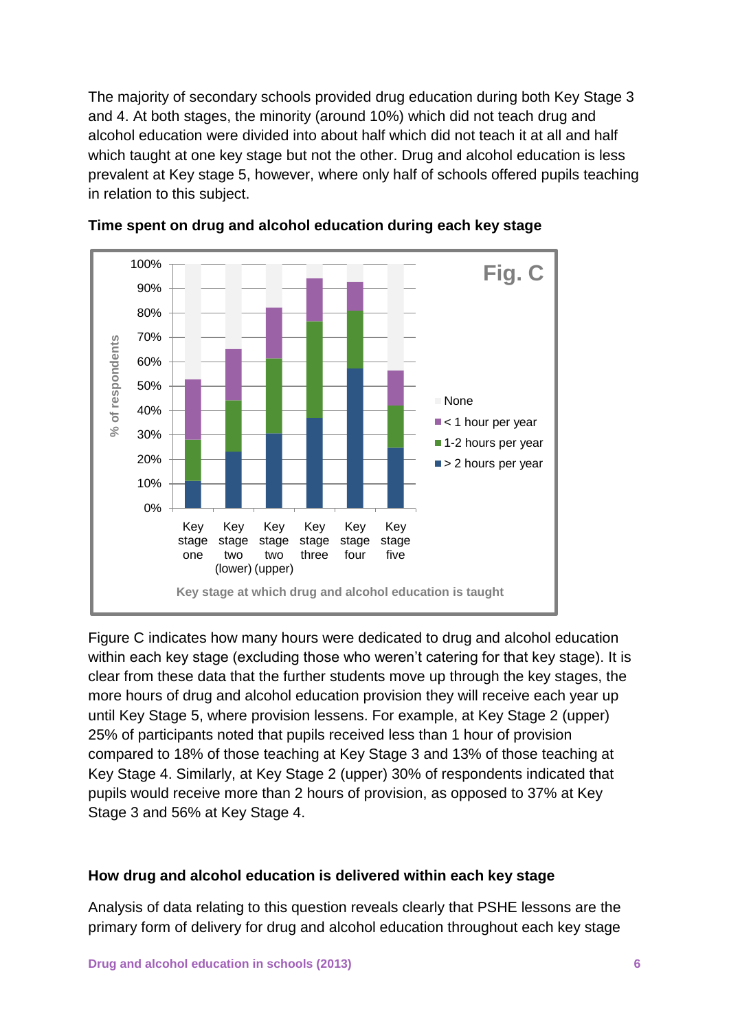The majority of secondary schools provided drug education during both Key Stage 3 and 4. At both stages, the minority (around 10%) which did not teach drug and alcohol education were divided into about half which did not teach it at all and half which taught at one key stage but not the other. Drug and alcohol education is less prevalent at Key stage 5, however, where only half of schools offered pupils teaching in relation to this subject.

**Time spent on drug and alcohol education during each key stage**

Fig. C

Figure C indicates how many hours were dedicated to drug and alcohol education within each key stage (excluding those who weren't catering for that key stage). It is clear from these data that the further students move up through the key stages, the more hours of drug and alcohol education provision they will receive each year up until Key Stage 5, where provision lessens. For example, at Key Stage 2 (upper) 25% of participants noted that pupils received less than 1 hour of provision compared to 18% of those teaching at Key Stage 3 and 13% of those teaching at Key Stage 4. Similarly, at Key Stage 2 (upper) 30% of respondents indicated that pupils would receive more than 2 hours of provision, as opposed to 37% at Key Stage 3 and 56% at Key Stage 4.

**How drug and alcohol education is delivered within each key stage**

Analysis of data relating to this question reveals clearly that PSHE lessons are the primary form of delivery for drug and alcohol education throughout each key stage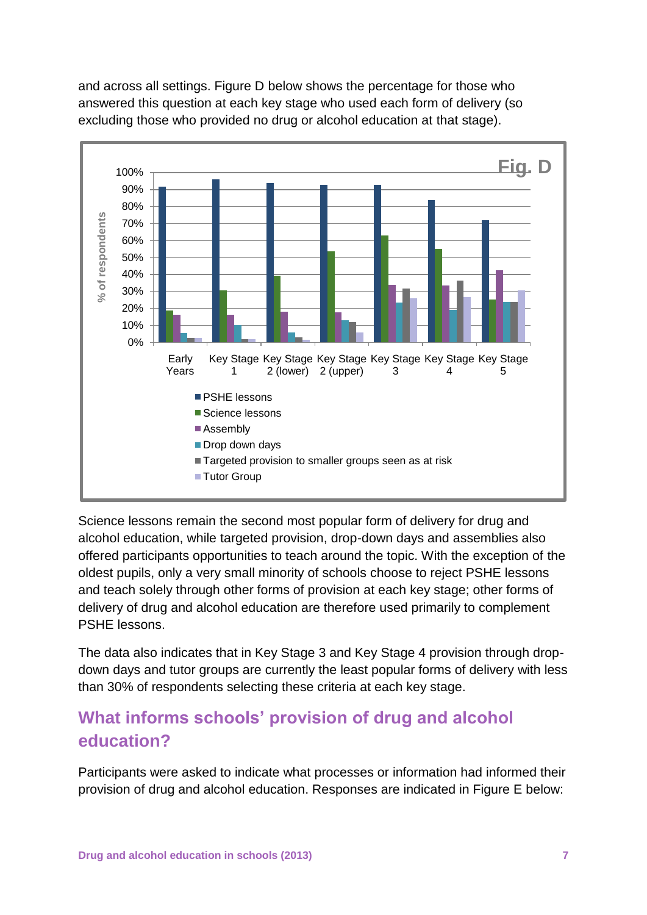and across all settings. Figure D below shows the percentage for those who answered this question at each key stage who used each form of delivery (so excluding those who provided no drug or alcohol education at that stage).

Fig. D

Science lessons remain the second most popular form of delivery for drug and alcohol education, while targeted provision, drop-down days and assemblies also offered participants opportunities to teach around the topic. With the exception of the oldest pupils, only a very small minority of schools choose to reject PSHE lessons and teach solely through other forms of provision at each key stage; other forms of delivery of drug and alcohol education are therefore used primarily to complement PSHE lessons.

The data also indicates that in Key Stage 3 and Key Stage 4 provision through drop-down days and tutor groups are currently the least popular forms of delivery with less than 30% of respondents selecting these criteria at each key stage.

## What informs schools' provision of drug and alcohol education?

Participants were asked to indicate what processes or information had informed their provision of drug and alcohol education. Responses are indicated in Figure E below: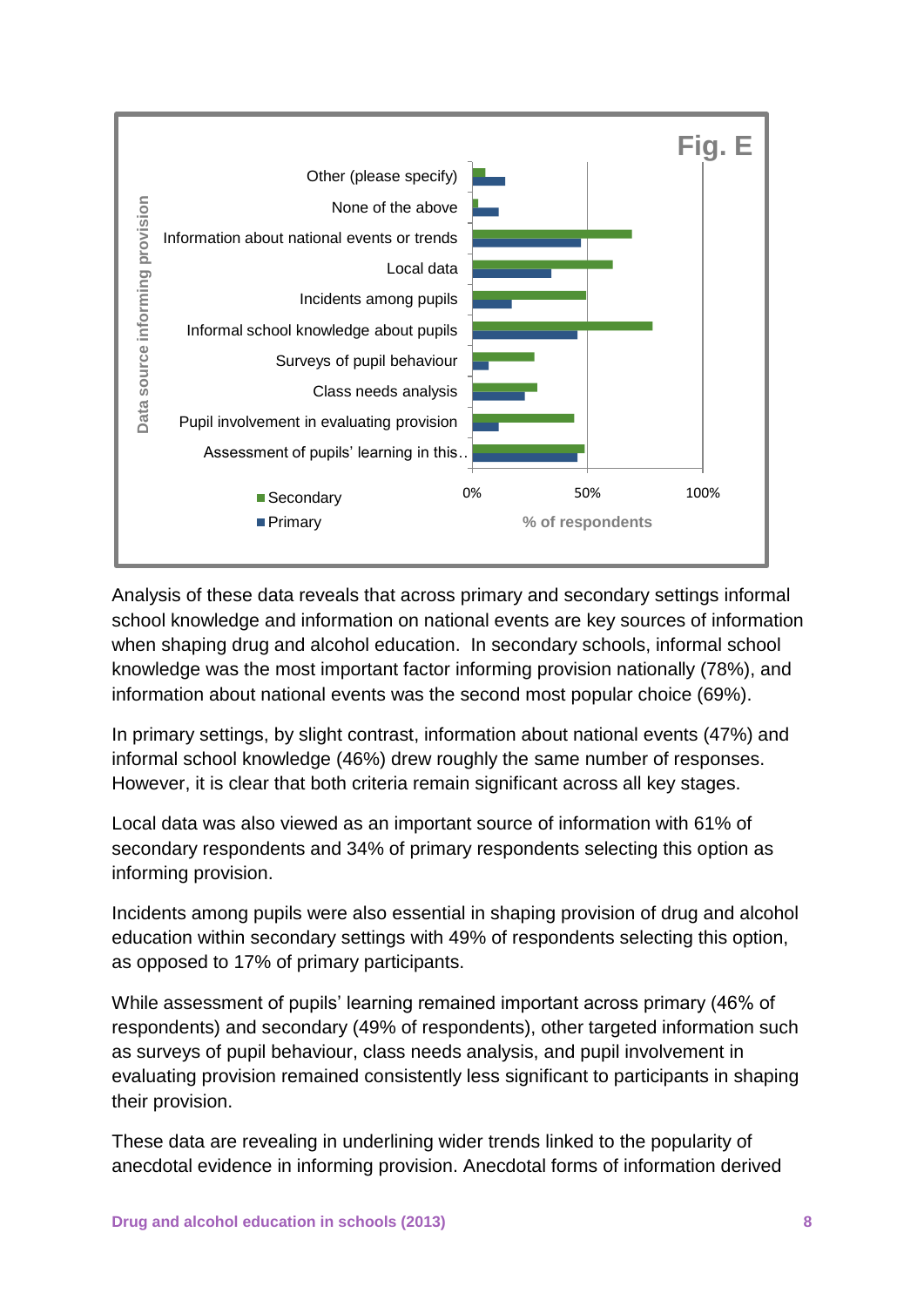Fig. E

Data source informing provision

- Other (please specify)
- None of the above
- Information about national events or trends
- Local data
- Incidents among pupils
- Informal school knowledge about pupils
- Surveys of pupil behaviour
- Class needs analysis
- Pupil involvement in evaluating provision
- Assessment of pupils' learning in this..

■ Secondary
■ Primary

0% 50% 100%

% of respondents

Analysis of these data reveals that across primary and secondary settings informal school knowledge and information on national events are key sources of information when shaping drug and alcohol education. In secondary schools, informal school knowledge was the most important factor informing provision nationally (78%), and information about national events was the second most popular choice (69%).

In primary settings, by slight contrast, information about national events (47%) and informal school knowledge (46%) drew roughly the same number of responses. However, it is clear that both criteria remain significant across all key stages.

Local data was also viewed as an important source of information with 61% of secondary respondents and 34% of primary respondents selecting this option as informing provision.

Incidents among pupils were also essential in shaping provision of drug and alcohol education within secondary settings with 49% of respondents selecting this option, as opposed to 17% of primary participants.

While assessment of pupils' learning remained important across primary (46% of respondents) and secondary (49% of respondents), other targeted information such as surveys of pupil behaviour, class needs analysis, and pupil involvement in evaluating provision remained consistently less significant to participants in shaping their provision.

These data are revealing in underlining wider trends linked to the popularity of anecdotal evidence in informing provision. Anecdotal forms of information derived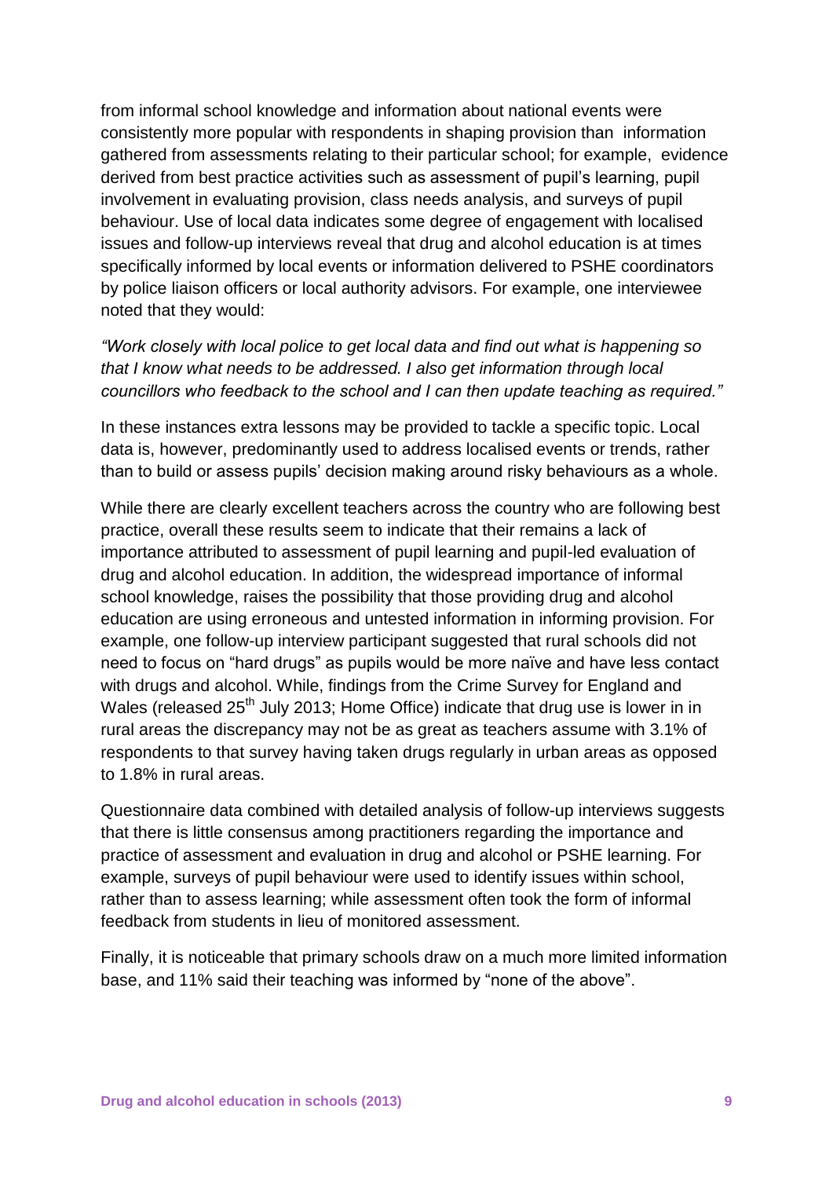from informal school knowledge and information about national events were consistently more popular with respondents in shaping provision than information gathered from assessments relating to their particular school; for example, evidence derived from best practice activities such as assessment of pupil's learning, pupil involvement in evaluating provision, class needs analysis, and surveys of pupil behaviour. Use of local data indicates some degree of engagement with localised issues and follow-up interviews reveal that drug and alcohol education is at times specifically informed by local events or information delivered to PSHE coordinators by police liaison officers or local authority advisors. For example, one interviewee noted that they would:

*"Work closely with local police to get local data and find out what is happening so that I know what needs to be addressed. I also get information through local councillors who feedback to the school and I can then update teaching as required."*

In these instances extra lessons may be provided to tackle a specific topic. Local data is, however, predominantly used to address localised events or trends, rather than to build or assess pupils' decision making around risky behaviours as a whole.

While there are clearly excellent teachers across the country who are following best practice, overall these results seem to indicate that their remains a lack of importance attributed to assessment of pupil learning and pupil-led evaluation of drug and alcohol education. In addition, the widespread importance of informal school knowledge, raises the possibility that those providing drug and alcohol education are using erroneous and untested information in informing provision. For example, one follow-up interview participant suggested that rural schools did not need to focus on "hard drugs" as pupils would be more naïve and have less contact with drugs and alcohol. While, findings from the Crime Survey for England and Wales (released 25th July 2013; Home Office) indicate that drug use is lower in in rural areas the discrepancy may not be as great as teachers assume with 3.1% of respondents to that survey having taken drugs regularly in urban areas as opposed to 1.8% in rural areas.

Questionnaire data combined with detailed analysis of follow-up interviews suggests that there is little consensus among practitioners regarding the importance and practice of assessment and evaluation in drug and alcohol or PSHE learning. For example, surveys of pupil behaviour were used to identify issues within school, rather than to assess learning; while assessment often took the form of informal feedback from students in lieu of monitored assessment.

Finally, it is noticeable that primary schools draw on a much more limited information base, and 11% said their teaching was informed by "none of the above".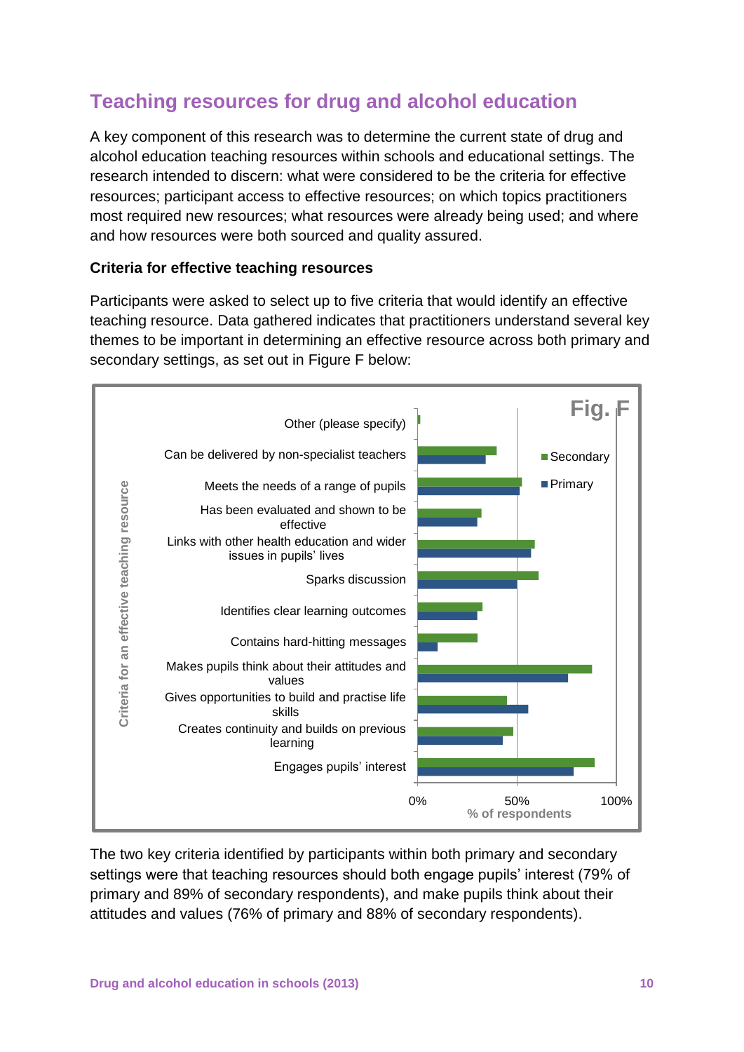## Teaching resources for drug and alcohol education

A key component of this research was to determine the current state of drug and alcohol education teaching resources within schools and educational settings. The research intended to discern: what were considered to be the criteria for effective resources; participant access to effective resources; on which topics practitioners most required new resources; what resources were already being used; and where and how resources were both sourced and quality assured.

### Criteria for effective teaching resources

Participants were asked to select up to five criteria that would identify an effective teaching resource. Data gathered indicates that practitioners understand several key themes to be important in determining an effective resource across both primary and secondary settings, as set out in Figure F below:

Fig. F

Criteria for an effective teaching resource

- Other (please specify)
- Can be delivered by non-specialist teachers
- Meets the needs of a range of pupils
- Has been evaluated and shown to be effective
- Links with other health education and wider issues in pupils' lives
- Sparks discussion
- Identifies clear learning outcomes
- Contains hard-hitting messages
- Makes pupils think about their attitudes and values
- Gives opportunities to build and practise life skills
- Creates continuity and builds on previous learning
- Engages pupils' interest

Secondary / Primary

0% 50% 100%

% of respondents

The two key criteria identified by participants within both primary and secondary settings were that teaching resources should both engage pupils' interest (79% of primary and 89% of secondary respondents), and make pupils think about their attitudes and values (76% of primary and 88% of secondary respondents).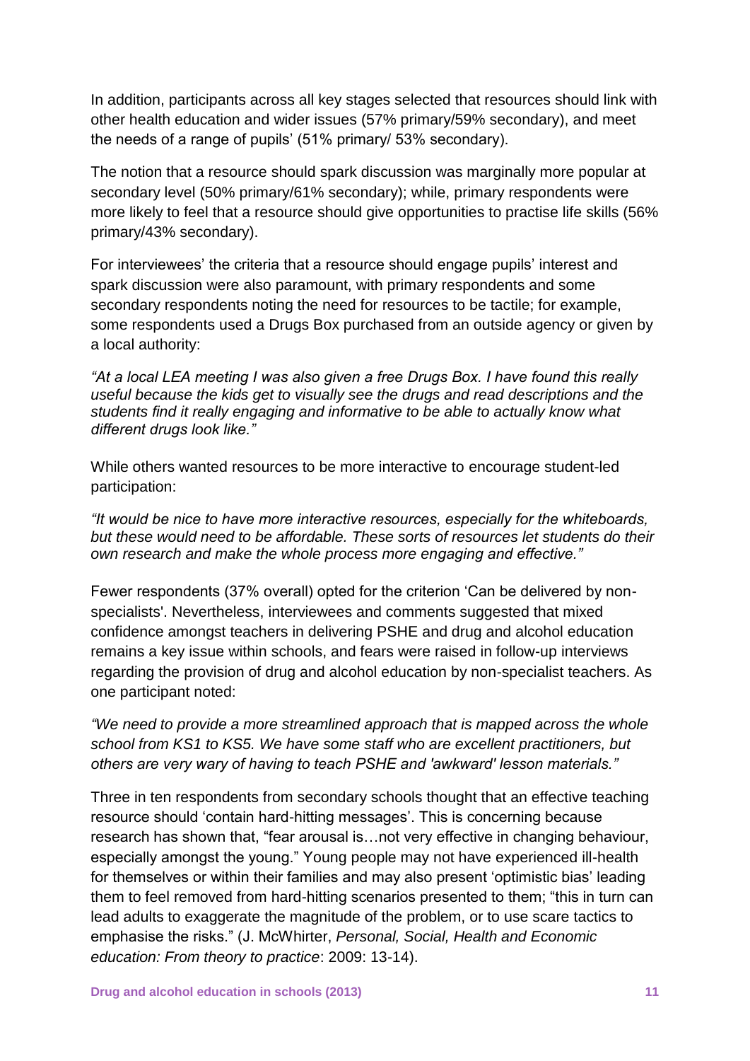In addition, participants across all key stages selected that resources should link with other health education and wider issues (57% primary/59% secondary), and meet the needs of a range of pupils' (51% primary/ 53% secondary).

The notion that a resource should spark discussion was marginally more popular at secondary level (50% primary/61% secondary); while, primary respondents were more likely to feel that a resource should give opportunities to practise life skills (56% primary/43% secondary).

For interviewees' the criteria that a resource should engage pupils' interest and spark discussion were also paramount, with primary respondents and some secondary respondents noting the need for resources to be tactile; for example, some respondents used a Drugs Box purchased from an outside agency or given by a local authority:

*"At a local LEA meeting I was also given a free Drugs Box. I have found this really useful because the kids get to visually see the drugs and read descriptions and the students find it really engaging and informative to be able to actually know what different drugs look like."*

While others wanted resources to be more interactive to encourage student-led participation:

*"It would be nice to have more interactive resources, especially for the whiteboards, but these would need to be affordable. These sorts of resources let students do their own research and make the whole process more engaging and effective."*

Fewer respondents (37% overall) opted for the criterion 'Can be delivered by non-specialists'. Nevertheless, interviewees and comments suggested that mixed confidence amongst teachers in delivering PSHE and drug and alcohol education remains a key issue within schools, and fears were raised in follow-up interviews regarding the provision of drug and alcohol education by non-specialist teachers. As one participant noted:

*"We need to provide a more streamlined approach that is mapped across the whole school from KS1 to KS5. We have some staff who are excellent practitioners, but others are very wary of having to teach PSHE and 'awkward' lesson materials."*

Three in ten respondents from secondary schools thought that an effective teaching resource should 'contain hard-hitting messages'. This is concerning because research has shown that, "fear arousal is…not very effective in changing behaviour, especially amongst the young." Young people may not have experienced ill-health for themselves or within their families and may also present 'optimistic bias' leading them to feel removed from hard-hitting scenarios presented to them; "this in turn can lead adults to exaggerate the magnitude of the problem, or to use scare tactics to emphasise the risks." (J. McWhirter, *Personal, Social, Health and Economic education: From theory to practice*: 2009: 13-14).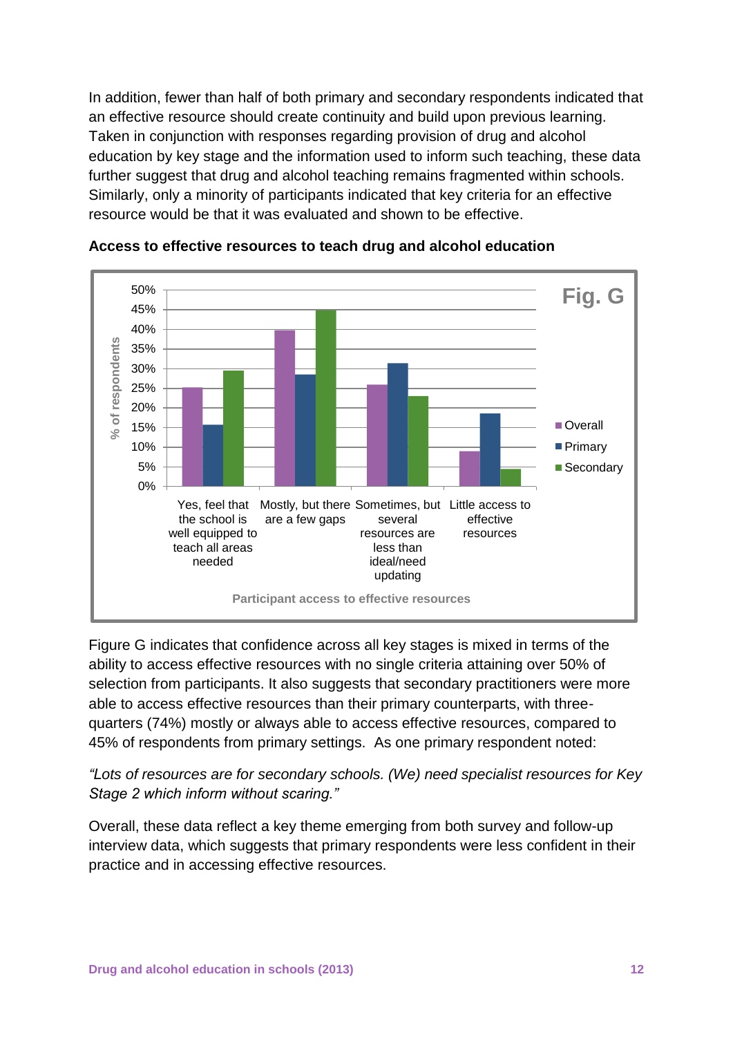In addition, fewer than half of both primary and secondary respondents indicated that an effective resource should create continuity and build upon previous learning. Taken in conjunction with responses regarding provision of drug and alcohol education by key stage and the information used to inform such teaching, these data further suggest that drug and alcohol teaching remains fragmented within schools. Similarly, only a minority of participants indicated that key criteria for an effective resource would be that it was evaluated and shown to be effective.

**Access to effective resources to teach drug and alcohol education**

Fig. G

| Participant access to effective resources | Overall | Primary | Secondary |
|---|---|---|---|
| Yes, feel that the school is well equipped to teach all areas needed | 25% | 16% | 29% |
| Mostly, but there are a few gaps | 40% | 28% | 45% |
| Sometimes, but several resources are less than ideal/need updating | 26% | 31% | 23% |
| Little access to effective resources | 9% | 18% | 4% |

Figure G indicates that confidence across all key stages is mixed in terms of the ability to access effective resources with no single criteria attaining over 50% of selection from participants. It also suggests that secondary practitioners were more able to access effective resources than their primary counterparts, with three-quarters (74%) mostly or always able to access effective resources, compared to 45% of respondents from primary settings. As one primary respondent noted:

*"Lots of resources are for secondary schools. (We) need specialist resources for Key Stage 2 which inform without scaring."*

Overall, these data reflect a key theme emerging from both survey and follow-up interview data, which suggests that primary respondents were less confident in their practice and in accessing effective resources.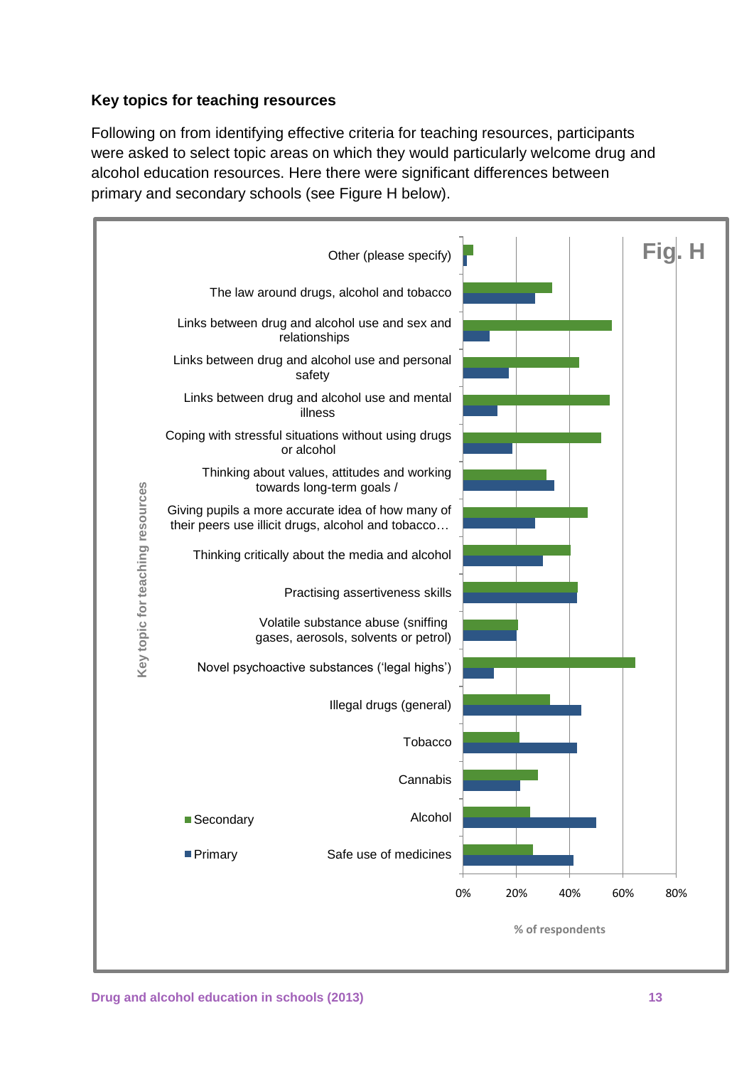### Key topics for teaching resources

Following on from identifying effective criteria for teaching resources, participants were asked to select topic areas on which they would particularly welcome drug and alcohol education resources. Here there were significant differences between primary and secondary schools (see Figure H below).

Fig. H

| Key topic for teaching resources | Secondary | Primary |
|---|---|---|
| Other (please specify) | | |
| The law around drugs, alcohol and tobacco | | |
| Links between drug and alcohol use and sex and relationships | | |
| Links between drug and alcohol use and personal safety | | |
| Links between drug and alcohol use and mental illness | | |
| Coping with stressful situations without using drugs or alcohol | | |
| Thinking about values, attitudes and working towards long-term goals / | | |
| Giving pupils a more accurate idea of how many of their peers use illicit drugs, alcohol and tobacco… | | |
| Thinking critically about the media and alcohol | | |
| Practising assertiveness skills | | |
| Volatile substance abuse (sniffing gases, aerosols, solvents or petrol) | | |
| Novel psychoactive substances ('legal highs') | | |
| Illegal drugs (general) | | |
| Tobacco | | |
| Cannabis | | |
| Alcohol | | |
| Safe use of medicines | | |

% of respondents (0%, 20%, 40%, 60%, 80%)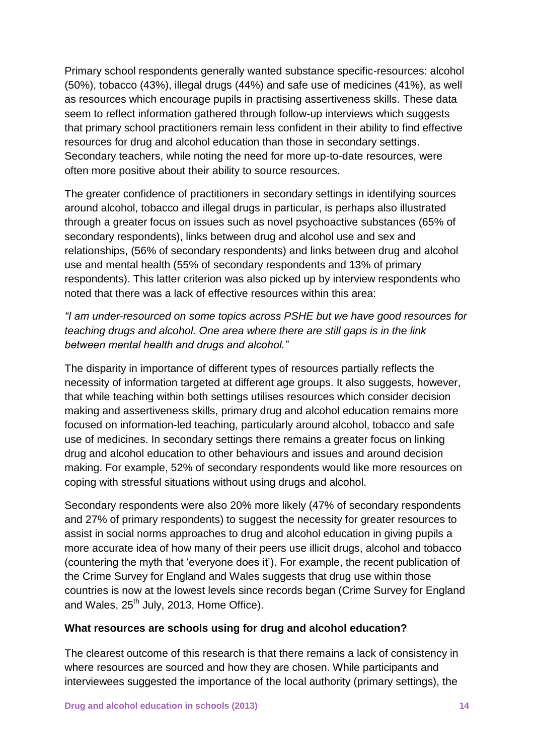Primary school respondents generally wanted substance specific-resources: alcohol (50%), tobacco (43%), illegal drugs (44%) and safe use of medicines (41%), as well as resources which encourage pupils in practising assertiveness skills. These data seem to reflect information gathered through follow-up interviews which suggests that primary school practitioners remain less confident in their ability to find effective resources for drug and alcohol education than those in secondary settings. Secondary teachers, while noting the need for more up-to-date resources, were often more positive about their ability to source resources.

The greater confidence of practitioners in secondary settings in identifying sources around alcohol, tobacco and illegal drugs in particular, is perhaps also illustrated through a greater focus on issues such as novel psychoactive substances (65% of secondary respondents), links between drug and alcohol use and sex and relationships, (56% of secondary respondents) and links between drug and alcohol use and mental health (55% of secondary respondents and 13% of primary respondents). This latter criterion was also picked up by interview respondents who noted that there was a lack of effective resources within this area:

*"I am under-resourced on some topics across PSHE but we have good resources for teaching drugs and alcohol. One area where there are still gaps is in the link between mental health and drugs and alcohol."*

The disparity in importance of different types of resources partially reflects the necessity of information targeted at different age groups. It also suggests, however, that while teaching within both settings utilises resources which consider decision making and assertiveness skills, primary drug and alcohol education remains more focused on information-led teaching, particularly around alcohol, tobacco and safe use of medicines. In secondary settings there remains a greater focus on linking drug and alcohol education to other behaviours and issues and around decision making. For example, 52% of secondary respondents would like more resources on coping with stressful situations without using drugs and alcohol.

Secondary respondents were also 20% more likely (47% of secondary respondents and 27% of primary respondents) to suggest the necessity for greater resources to assist in social norms approaches to drug and alcohol education in giving pupils a more accurate idea of how many of their peers use illicit drugs, alcohol and tobacco (countering the myth that 'everyone does it'). For example, the recent publication of the Crime Survey for England and Wales suggests that drug use within those countries is now at the lowest levels since records began (Crime Survey for England and Wales, 25th July, 2013, Home Office).

**What resources are schools using for drug and alcohol education?**

The clearest outcome of this research is that there remains a lack of consistency in where resources are sourced and how they are chosen. While participants and interviewees suggested the importance of the local authority (primary settings), the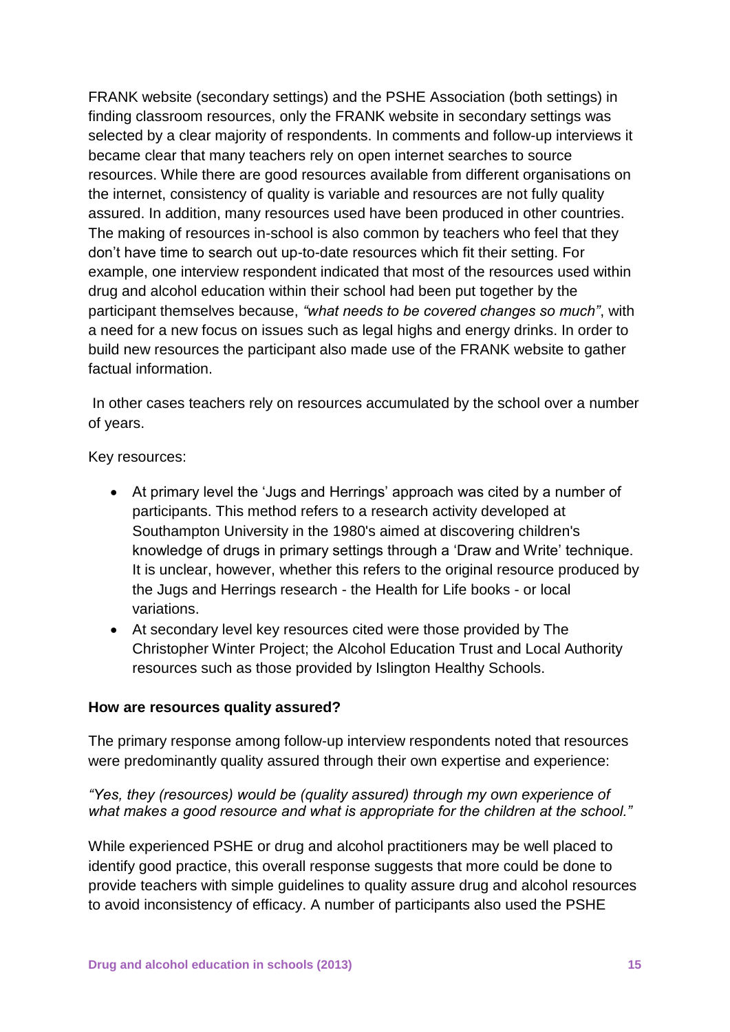FRANK website (secondary settings) and the PSHE Association (both settings) in finding classroom resources, only the FRANK website in secondary settings was selected by a clear majority of respondents. In comments and follow-up interviews it became clear that many teachers rely on open internet searches to source resources. While there are good resources available from different organisations on the internet, consistency of quality is variable and resources are not fully quality assured. In addition, many resources used have been produced in other countries. The making of resources in-school is also common by teachers who feel that they don't have time to search out up-to-date resources which fit their setting. For example, one interview respondent indicated that most of the resources used within drug and alcohol education within their school had been put together by the participant themselves because, *"what needs to be covered changes so much"*, with a need for a new focus on issues such as legal highs and energy drinks. In order to build new resources the participant also made use of the FRANK website to gather factual information.

In other cases teachers rely on resources accumulated by the school over a number of years.

Key resources:

- At primary level the 'Jugs and Herrings' approach was cited by a number of participants. This method refers to a research activity developed at Southampton University in the 1980's aimed at discovering children's knowledge of drugs in primary settings through a 'Draw and Write' technique. It is unclear, however, whether this refers to the original resource produced by the Jugs and Herrings research - the Health for Life books - or local variations.
- At secondary level key resources cited were those provided by The Christopher Winter Project; the Alcohol Education Trust and Local Authority resources such as those provided by Islington Healthy Schools.

**How are resources quality assured?**

The primary response among follow-up interview respondents noted that resources were predominantly quality assured through their own expertise and experience:

*"Yes, they (resources) would be (quality assured) through my own experience of what makes a good resource and what is appropriate for the children at the school."*

While experienced PSHE or drug and alcohol practitioners may be well placed to identify good practice, this overall response suggests that more could be done to provide teachers with simple guidelines to quality assure drug and alcohol resources to avoid inconsistency of efficacy. A number of participants also used the PSHE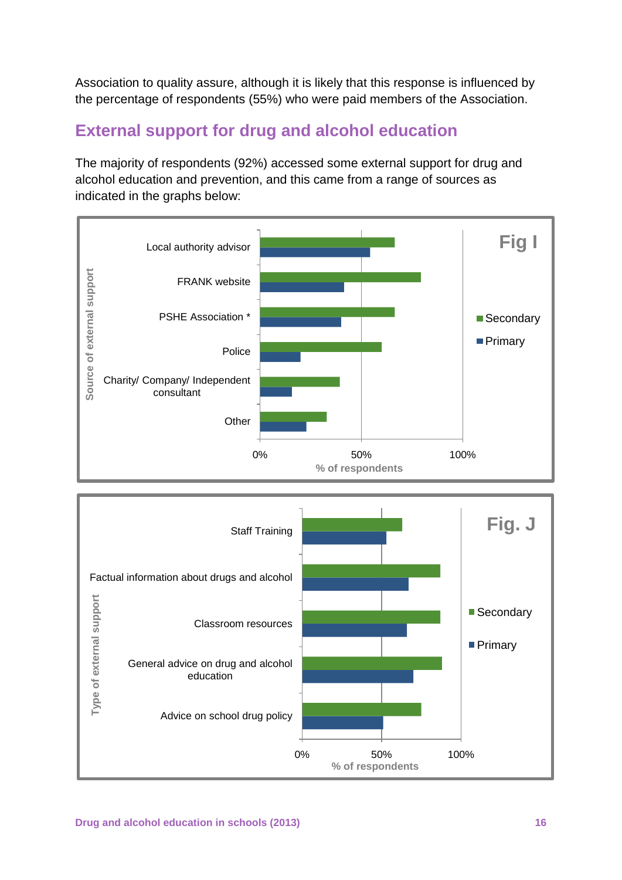Association to quality assure, although it is likely that this response is influenced by the percentage of respondents (55%) who were paid members of the Association.

## External support for drug and alcohol education

The majority of respondents (92%) accessed some external support for drug and alcohol education and prevention, and this came from a range of sources as indicated in the graphs below:

**Fig I**

Source of external support (% of respondents): Local authority advisor; FRANK website; PSHE Association *; Police; Charity/ Company/ Independent consultant; Other — Secondary / Primary

**Fig. J**

Type of external support (% of respondents): Staff Training; Factual information about drugs and alcohol; Classroom resources; General advice on drug and alcohol education; Advice on school drug policy — Secondary / Primary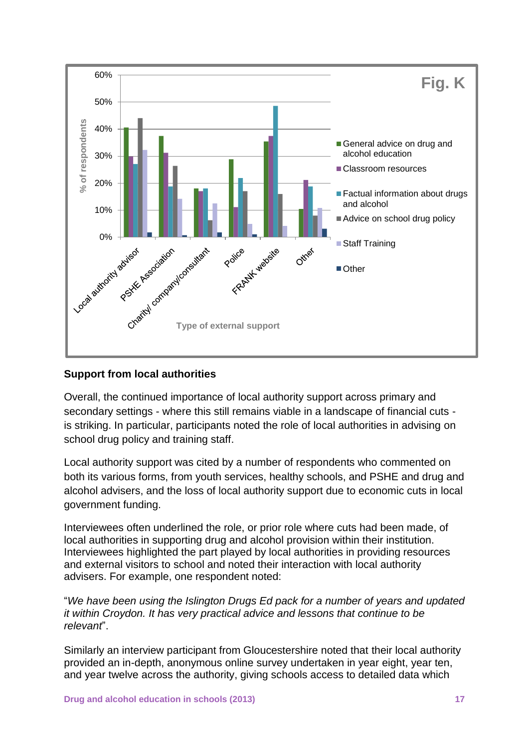## Support from local authorities

Overall, the continued importance of local authority support across primary and secondary settings - where this still remains viable in a landscape of financial cuts - is striking. In particular, participants noted the role of local authorities in advising on school drug policy and training staff.

Local authority support was cited by a number of respondents who commented on both its various forms, from youth services, healthy schools, and PSHE and drug and alcohol advisers, and the loss of local authority support due to economic cuts in local government funding.

Interviewees often underlined the role, or prior role where cuts had been made, of local authorities in supporting drug and alcohol provision within their institution. Interviewees highlighted the part played by local authorities in providing resources and external visitors to school and noted their interaction with local authority advisers. For example, one respondent noted:

"*We have been using the Islington Drugs Ed pack for a number of years and updated it within Croydon. It has very practical advice and lessons that continue to be relevant*".

Similarly an interview participant from Gloucestershire noted that their local authority provided an in-depth, anonymous online survey undertaken in year eight, year ten, and year twelve across the authority, giving schools access to detailed data which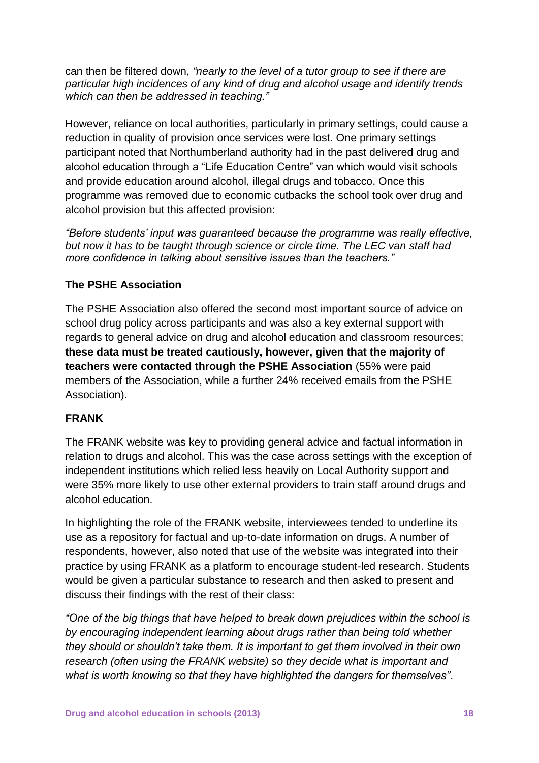can then be filtered down, *"nearly to the level of a tutor group to see if there are particular high incidences of any kind of drug and alcohol usage and identify trends which can then be addressed in teaching."*

However, reliance on local authorities, particularly in primary settings, could cause a reduction in quality of provision once services were lost. One primary settings participant noted that Northumberland authority had in the past delivered drug and alcohol education through a "Life Education Centre" van which would visit schools and provide education around alcohol, illegal drugs and tobacco. Once this programme was removed due to economic cutbacks the school took over drug and alcohol provision but this affected provision:

*"Before students' input was guaranteed because the programme was really effective, but now it has to be taught through science or circle time. The LEC van staff had more confidence in talking about sensitive issues than the teachers."*

### The PSHE Association

The PSHE Association also offered the second most important source of advice on school drug policy across participants and was also a key external support with regards to general advice on drug and alcohol education and classroom resources; **these data must be treated cautiously, however, given that the majority of teachers were contacted through the PSHE Association** (55% were paid members of the Association, while a further 24% received emails from the PSHE Association).

### FRANK

The FRANK website was key to providing general advice and factual information in relation to drugs and alcohol. This was the case across settings with the exception of independent institutions which relied less heavily on Local Authority support and were 35% more likely to use other external providers to train staff around drugs and alcohol education.

In highlighting the role of the FRANK website, interviewees tended to underline its use as a repository for factual and up-to-date information on drugs. A number of respondents, however, also noted that use of the website was integrated into their practice by using FRANK as a platform to encourage student-led research. Students would be given a particular substance to research and then asked to present and discuss their findings with the rest of their class:

*"One of the big things that have helped to break down prejudices within the school is by encouraging independent learning about drugs rather than being told whether they should or shouldn't take them. It is important to get them involved in their own research (often using the FRANK website) so they decide what is important and what is worth knowing so that they have highlighted the dangers for themselves"*.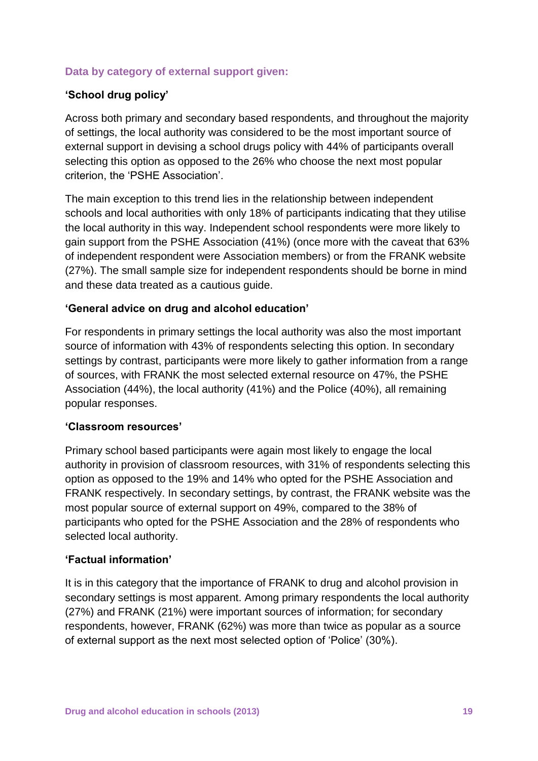### Data by category of external support given:

**'School drug policy'**

Across both primary and secondary based respondents, and throughout the majority of settings, the local authority was considered to be the most important source of external support in devising a school drugs policy with 44% of participants overall selecting this option as opposed to the 26% who choose the next most popular criterion, the 'PSHE Association'.

The main exception to this trend lies in the relationship between independent schools and local authorities with only 18% of participants indicating that they utilise the local authority in this way. Independent school respondents were more likely to gain support from the PSHE Association (41%) (once more with the caveat that 63% of independent respondent were Association members) or from the FRANK website (27%). The small sample size for independent respondents should be borne in mind and these data treated as a cautious guide.

**'General advice on drug and alcohol education'**

For respondents in primary settings the local authority was also the most important source of information with 43% of respondents selecting this option. In secondary settings by contrast, participants were more likely to gather information from a range of sources, with FRANK the most selected external resource on 47%, the PSHE Association (44%), the local authority (41%) and the Police (40%), all remaining popular responses.

**'Classroom resources'**

Primary school based participants were again most likely to engage the local authority in provision of classroom resources, with 31% of respondents selecting this option as opposed to the 19% and 14% who opted for the PSHE Association and FRANK respectively. In secondary settings, by contrast, the FRANK website was the most popular source of external support on 49%, compared to the 38% of participants who opted for the PSHE Association and the 28% of respondents who selected local authority.

**'Factual information'**

It is in this category that the importance of FRANK to drug and alcohol provision in secondary settings is most apparent. Among primary respondents the local authority (27%) and FRANK (21%) were important sources of information; for secondary respondents, however, FRANK (62%) was more than twice as popular as a source of external support as the next most selected option of 'Police' (30%).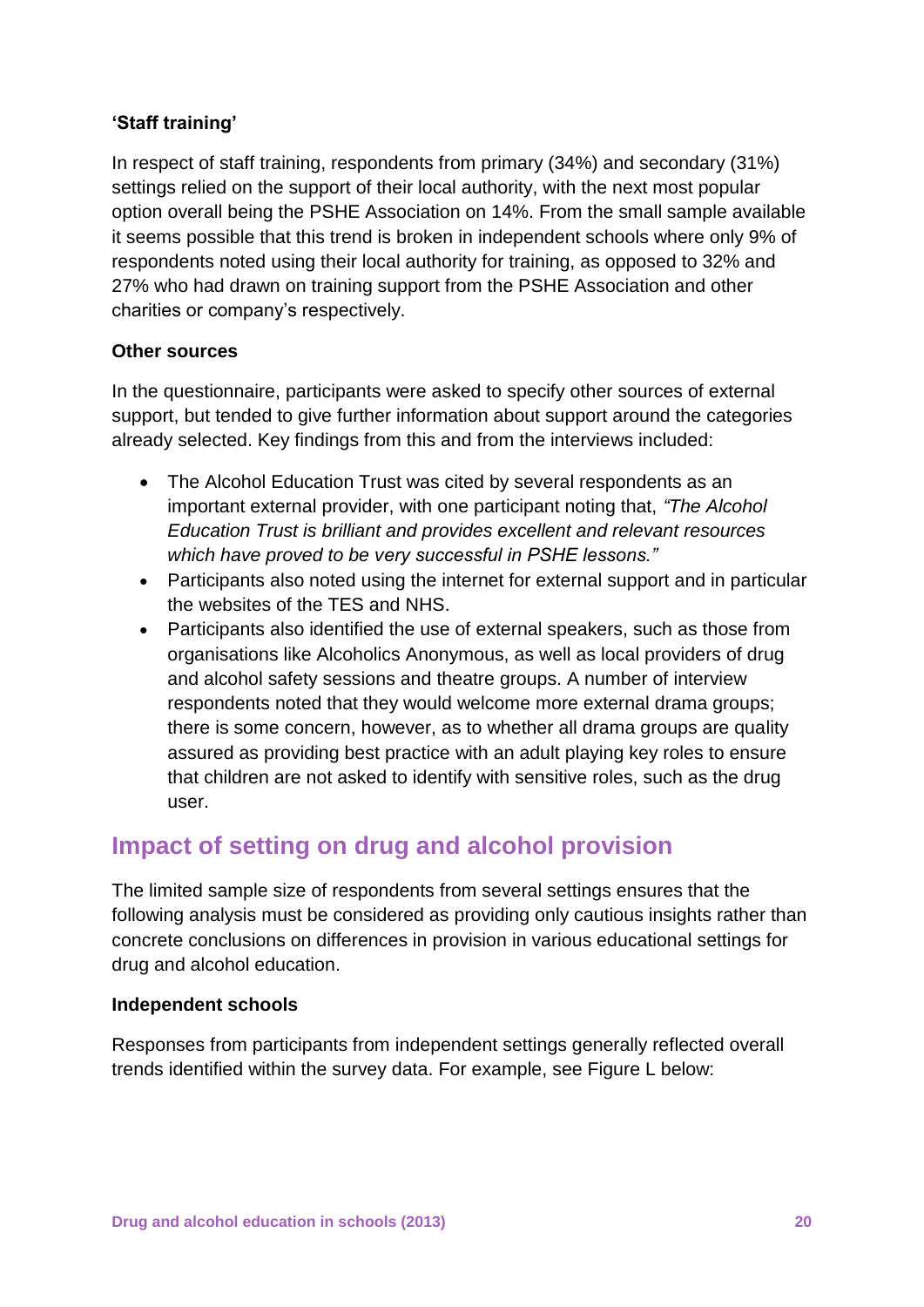**'Staff training'**

In respect of staff training, respondents from primary (34%) and secondary (31%) settings relied on the support of their local authority, with the next most popular option overall being the PSHE Association on 14%. From the small sample available it seems possible that this trend is broken in independent schools where only 9% of respondents noted using their local authority for training, as opposed to 32% and 27% who had drawn on training support from the PSHE Association and other charities or company's respectively.

**Other sources**

In the questionnaire, participants were asked to specify other sources of external support, but tended to give further information about support around the categories already selected. Key findings from this and from the interviews included:

- The Alcohol Education Trust was cited by several respondents as an important external provider, with one participant noting that, *"The Alcohol Education Trust is brilliant and provides excellent and relevant resources which have proved to be very successful in PSHE lessons."*
- Participants also noted using the internet for external support and in particular the websites of the TES and NHS.
- Participants also identified the use of external speakers, such as those from organisations like Alcoholics Anonymous, as well as local providers of drug and alcohol safety sessions and theatre groups. A number of interview respondents noted that they would welcome more external drama groups; there is some concern, however, as to whether all drama groups are quality assured as providing best practice with an adult playing key roles to ensure that children are not asked to identify with sensitive roles, such as the drug user.

## Impact of setting on drug and alcohol provision

The limited sample size of respondents from several settings ensures that the following analysis must be considered as providing only cautious insights rather than concrete conclusions on differences in provision in various educational settings for drug and alcohol education.

**Independent schools**

Responses from participants from independent settings generally reflected overall trends identified within the survey data. For example, see Figure L below: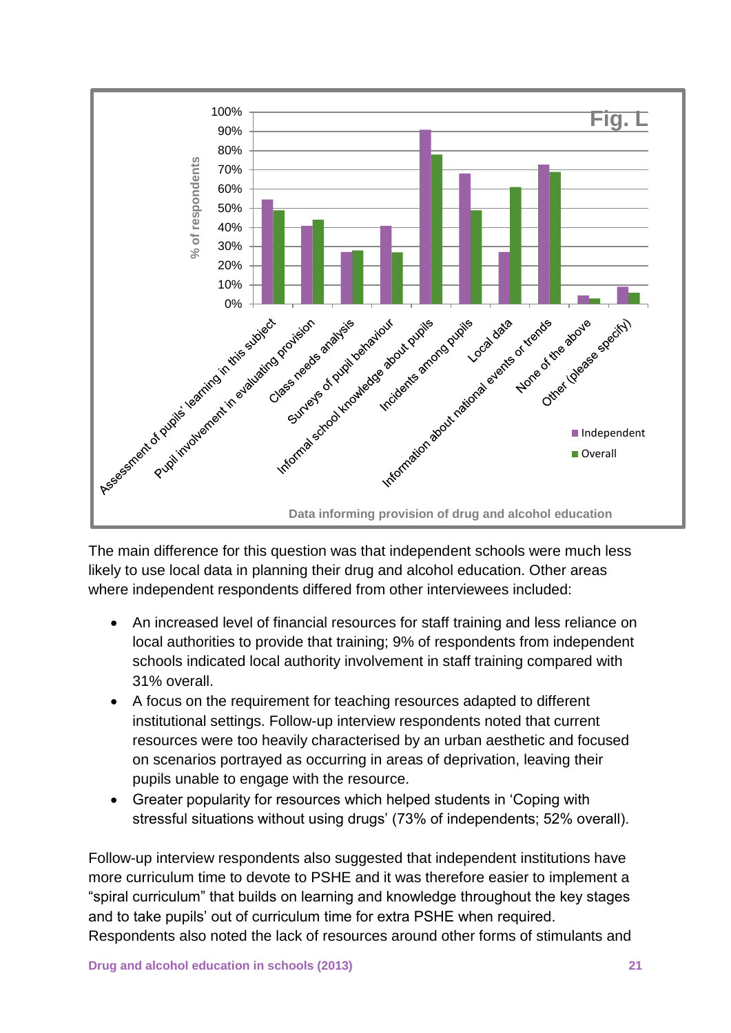Fig. L

Data informing provision of drug and alcohol education

The main difference for this question was that independent schools were much less likely to use local data in planning their drug and alcohol education. Other areas where independent respondents differed from other interviewees included:

- An increased level of financial resources for staff training and less reliance on local authorities to provide that training; 9% of respondents from independent schools indicated local authority involvement in staff training compared with 31% overall.
- A focus on the requirement for teaching resources adapted to different institutional settings. Follow-up interview respondents noted that current resources were too heavily characterised by an urban aesthetic and focused on scenarios portrayed as occurring in areas of deprivation, leaving their pupils unable to engage with the resource.
- Greater popularity for resources which helped students in 'Coping with stressful situations without using drugs' (73% of independents; 52% overall).

Follow-up interview respondents also suggested that independent institutions have more curriculum time to devote to PSHE and it was therefore easier to implement a "spiral curriculum" that builds on learning and knowledge throughout the key stages and to take pupils' out of curriculum time for extra PSHE when required. Respondents also noted the lack of resources around other forms of stimulants and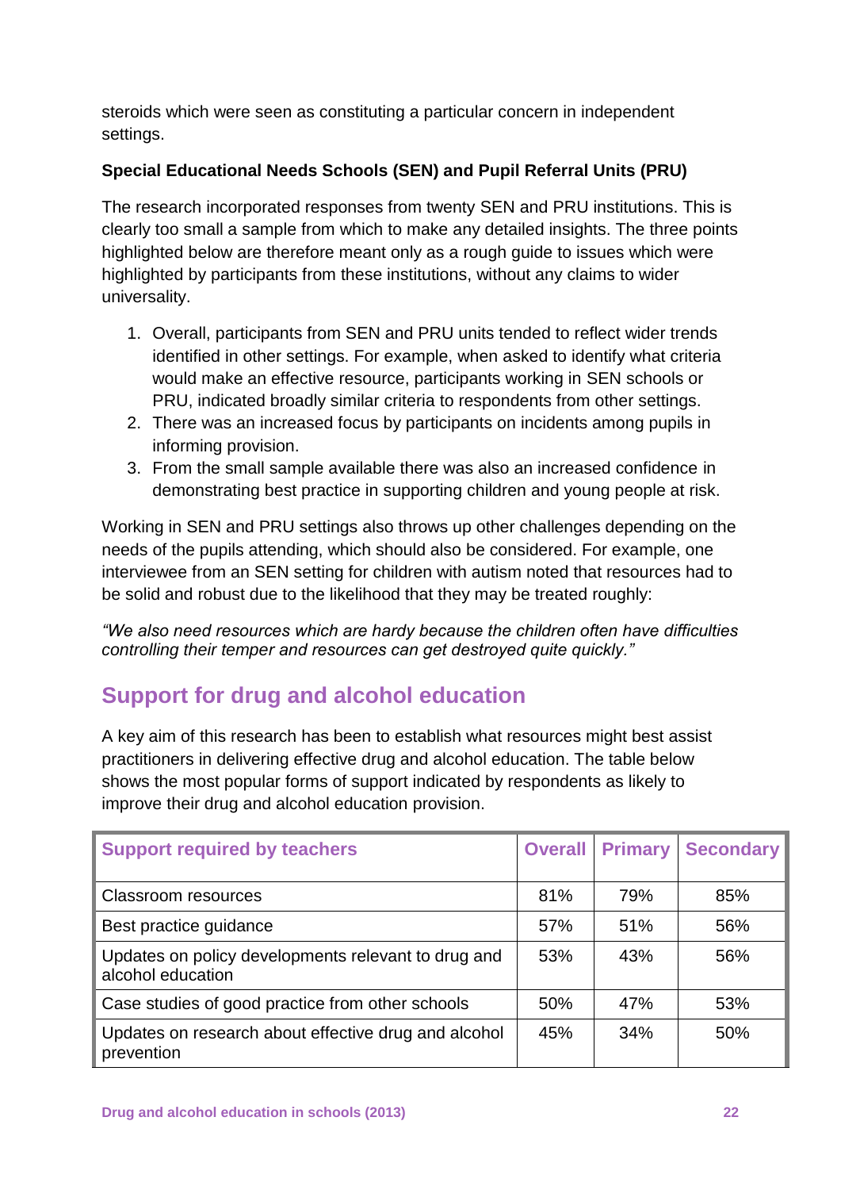steroids which were seen as constituting a particular concern in independent settings.

**Special Educational Needs Schools (SEN) and Pupil Referral Units (PRU)**

The research incorporated responses from twenty SEN and PRU institutions. This is clearly too small a sample from which to make any detailed insights. The three points highlighted below are therefore meant only as a rough guide to issues which were highlighted by participants from these institutions, without any claims to wider universality.

1. Overall, participants from SEN and PRU units tended to reflect wider trends identified in other settings. For example, when asked to identify what criteria would make an effective resource, participants working in SEN schools or PRU, indicated broadly similar criteria to respondents from other settings.
2. There was an increased focus by participants on incidents among pupils in informing provision.
3. From the small sample available there was also an increased confidence in demonstrating best practice in supporting children and young people at risk.

Working in SEN and PRU settings also throws up other challenges depending on the needs of the pupils attending, which should also be considered. For example, one interviewee from an SEN setting for children with autism noted that resources had to be solid and robust due to the likelihood that they may be treated roughly:

*"We also need resources which are hardy because the children often have difficulties controlling their temper and resources can get destroyed quite quickly."*

## Support for drug and alcohol education

A key aim of this research has been to establish what resources might best assist practitioners in delivering effective drug and alcohol education. The table below shows the most popular forms of support indicated by respondents as likely to improve their drug and alcohol education provision.

| Support required by teachers | Overall | Primary | Secondary |
|---|---|---|---|
| Classroom resources | 81% | 79% | 85% |
| Best practice guidance | 57% | 51% | 56% |
| Updates on policy developments relevant to drug and alcohol education | 53% | 43% | 56% |
| Case studies of good practice from other schools | 50% | 47% | 53% |
| Updates on research about effective drug and alcohol prevention | 45% | 34% | 50% |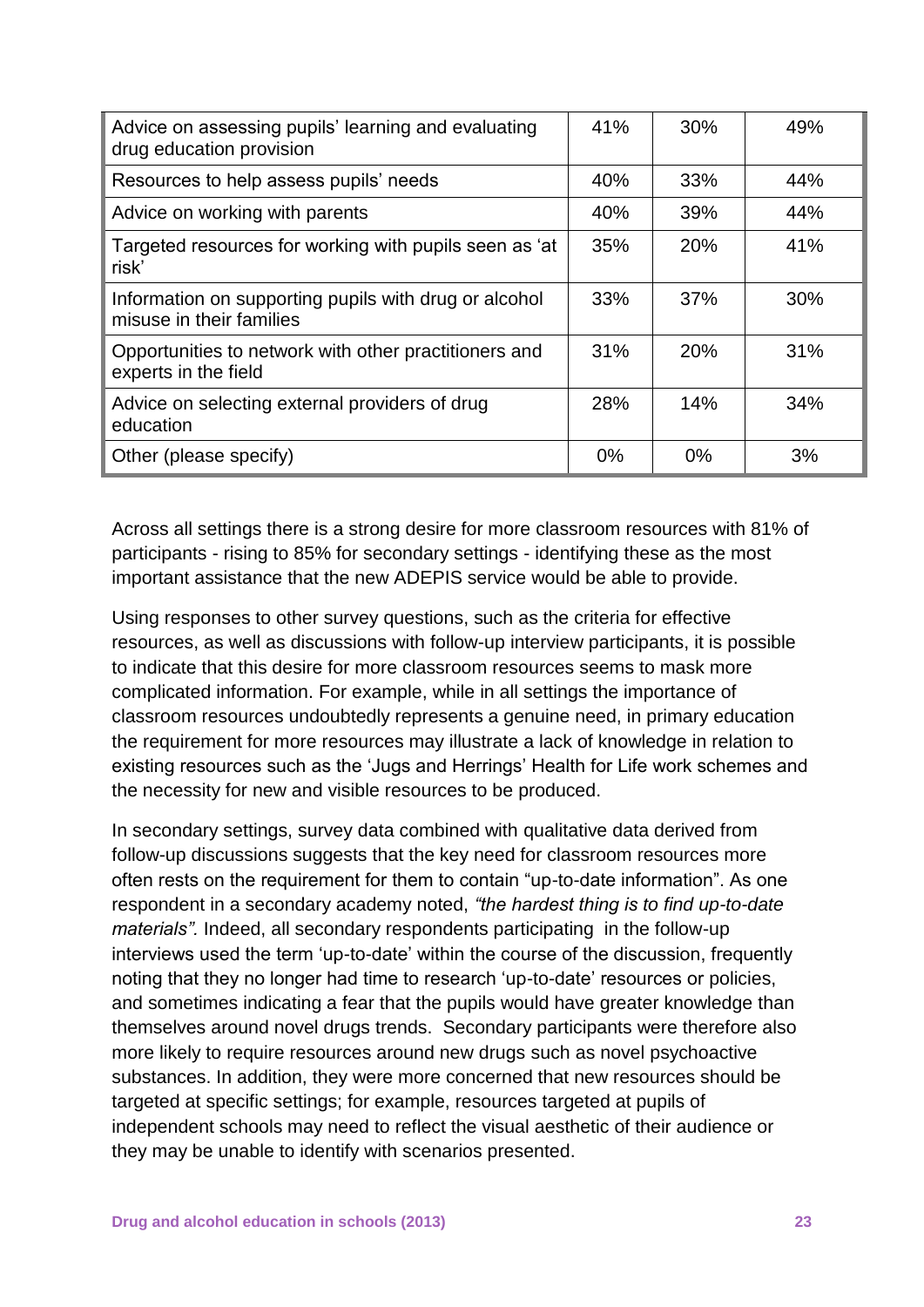| | | | |
|---|---|---|---|
| Advice on assessing pupils' learning and evaluating drug education provision | 41% | 30% | 49% |
| Resources to help assess pupils' needs | 40% | 33% | 44% |
| Advice on working with parents | 40% | 39% | 44% |
| Targeted resources for working with pupils seen as 'at risk' | 35% | 20% | 41% |
| Information on supporting pupils with drug or alcohol misuse in their families | 33% | 37% | 30% |
| Opportunities to network with other practitioners and experts in the field | 31% | 20% | 31% |
| Advice on selecting external providers of drug education | 28% | 14% | 34% |
| Other (please specify) | 0% | 0% | 3% |

Across all settings there is a strong desire for more classroom resources with 81% of participants - rising to 85% for secondary settings - identifying these as the most important assistance that the new ADEPIS service would be able to provide.

Using responses to other survey questions, such as the criteria for effective resources, as well as discussions with follow-up interview participants, it is possible to indicate that this desire for more classroom resources seems to mask more complicated information. For example, while in all settings the importance of classroom resources undoubtedly represents a genuine need, in primary education the requirement for more resources may illustrate a lack of knowledge in relation to existing resources such as the 'Jugs and Herrings' Health for Life work schemes and the necessity for new and visible resources to be produced.

In secondary settings, survey data combined with qualitative data derived from follow-up discussions suggests that the key need for classroom resources more often rests on the requirement for them to contain "up-to-date information". As one respondent in a secondary academy noted, *"the hardest thing is to find up-to-date materials".* Indeed, all secondary respondents participating in the follow-up interviews used the term 'up-to-date' within the course of the discussion, frequently noting that they no longer had time to research 'up-to-date' resources or policies, and sometimes indicating a fear that the pupils would have greater knowledge than themselves around novel drugs trends. Secondary participants were therefore also more likely to require resources around new drugs such as novel psychoactive substances. In addition, they were more concerned that new resources should be targeted at specific settings; for example, resources targeted at pupils of independent schools may need to reflect the visual aesthetic of their audience or they may be unable to identify with scenarios presented.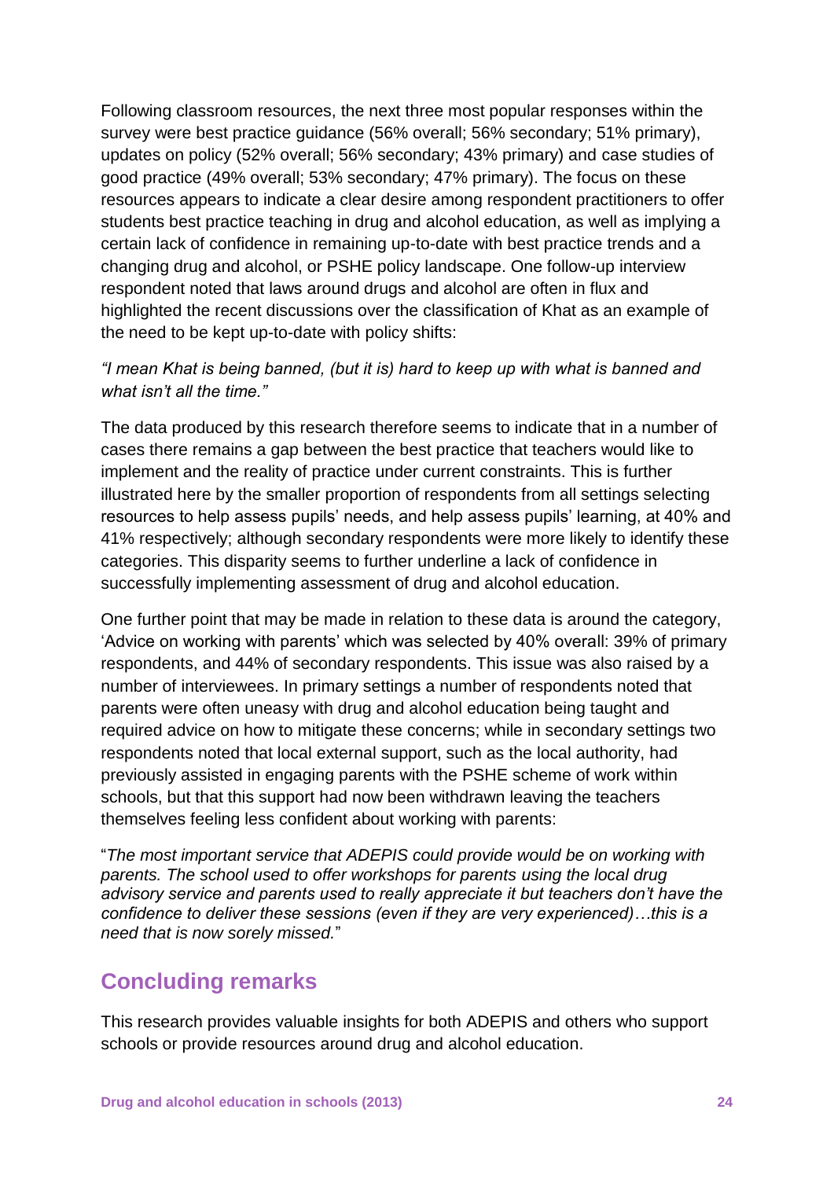Following classroom resources, the next three most popular responses within the survey were best practice guidance (56% overall; 56% secondary; 51% primary), updates on policy (52% overall; 56% secondary; 43% primary) and case studies of good practice (49% overall; 53% secondary; 47% primary). The focus on these resources appears to indicate a clear desire among respondent practitioners to offer students best practice teaching in drug and alcohol education, as well as implying a certain lack of confidence in remaining up-to-date with best practice trends and a changing drug and alcohol, or PSHE policy landscape. One follow-up interview respondent noted that laws around drugs and alcohol are often in flux and highlighted the recent discussions over the classification of Khat as an example of the need to be kept up-to-date with policy shifts:

*"I mean Khat is being banned, (but it is) hard to keep up with what is banned and what isn't all the time."*

The data produced by this research therefore seems to indicate that in a number of cases there remains a gap between the best practice that teachers would like to implement and the reality of practice under current constraints. This is further illustrated here by the smaller proportion of respondents from all settings selecting resources to help assess pupils' needs, and help assess pupils' learning, at 40% and 41% respectively; although secondary respondents were more likely to identify these categories. This disparity seems to further underline a lack of confidence in successfully implementing assessment of drug and alcohol education.

One further point that may be made in relation to these data is around the category, 'Advice on working with parents' which was selected by 40% overall: 39% of primary respondents, and 44% of secondary respondents. This issue was also raised by a number of interviewees. In primary settings a number of respondents noted that parents were often uneasy with drug and alcohol education being taught and required advice on how to mitigate these concerns; while in secondary settings two respondents noted that local external support, such as the local authority, had previously assisted in engaging parents with the PSHE scheme of work within schools, but that this support had now been withdrawn leaving the teachers themselves feeling less confident about working with parents:

"*The most important service that ADEPIS could provide would be on working with parents. The school used to offer workshops for parents using the local drug advisory service and parents used to really appreciate it but teachers don't have the confidence to deliver these sessions (even if they are very experienced)…this is a need that is now sorely missed.*"

## Concluding remarks

This research provides valuable insights for both ADEPIS and others who support schools or provide resources around drug and alcohol education.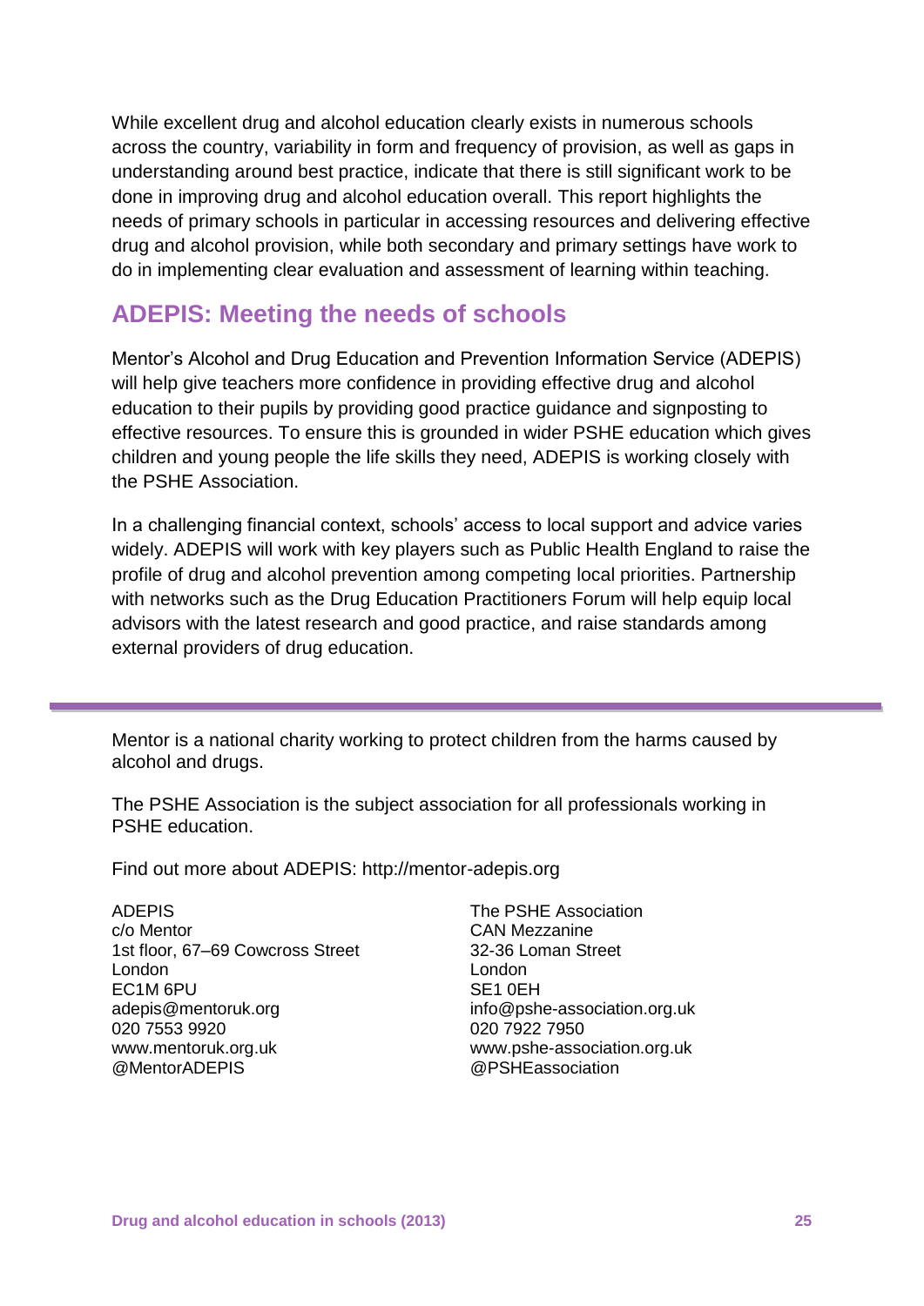While excellent drug and alcohol education clearly exists in numerous schools across the country, variability in form and frequency of provision, as well as gaps in understanding around best practice, indicate that there is still significant work to be done in improving drug and alcohol education overall. This report highlights the needs of primary schools in particular in accessing resources and delivering effective drug and alcohol provision, while both secondary and primary settings have work to do in implementing clear evaluation and assessment of learning within teaching.

## ADEPIS: Meeting the needs of schools

Mentor's Alcohol and Drug Education and Prevention Information Service (ADEPIS) will help give teachers more confidence in providing effective drug and alcohol education to their pupils by providing good practice guidance and signposting to effective resources. To ensure this is grounded in wider PSHE education which gives children and young people the life skills they need, ADEPIS is working closely with the PSHE Association.

In a challenging financial context, schools' access to local support and advice varies widely. ADEPIS will work with key players such as Public Health England to raise the profile of drug and alcohol prevention among competing local priorities. Partnership with networks such as the Drug Education Practitioners Forum will help equip local advisors with the latest research and good practice, and raise standards among external providers of drug education.

---

Mentor is a national charity working to protect children from the harms caused by alcohol and drugs.

The PSHE Association is the subject association for all professionals working in PSHE education.

Find out more about ADEPIS: http://mentor-adepis.org

ADEPIS  
c/o Mentor  
1st floor, 67–69 Cowcross Street  
London  
EC1M 6PU  
adepis@mentoruk.org  
020 7553 9920  
www.mentoruk.org.uk  
@MentorADEPIS

The PSHE Association  
CAN Mezzanine  
32-36 Loman Street  
London  
SE1 0EH  
info@pshe-association.org.uk  
020 7922 7950  
www.pshe-association.org.uk  
@PSHEassociation